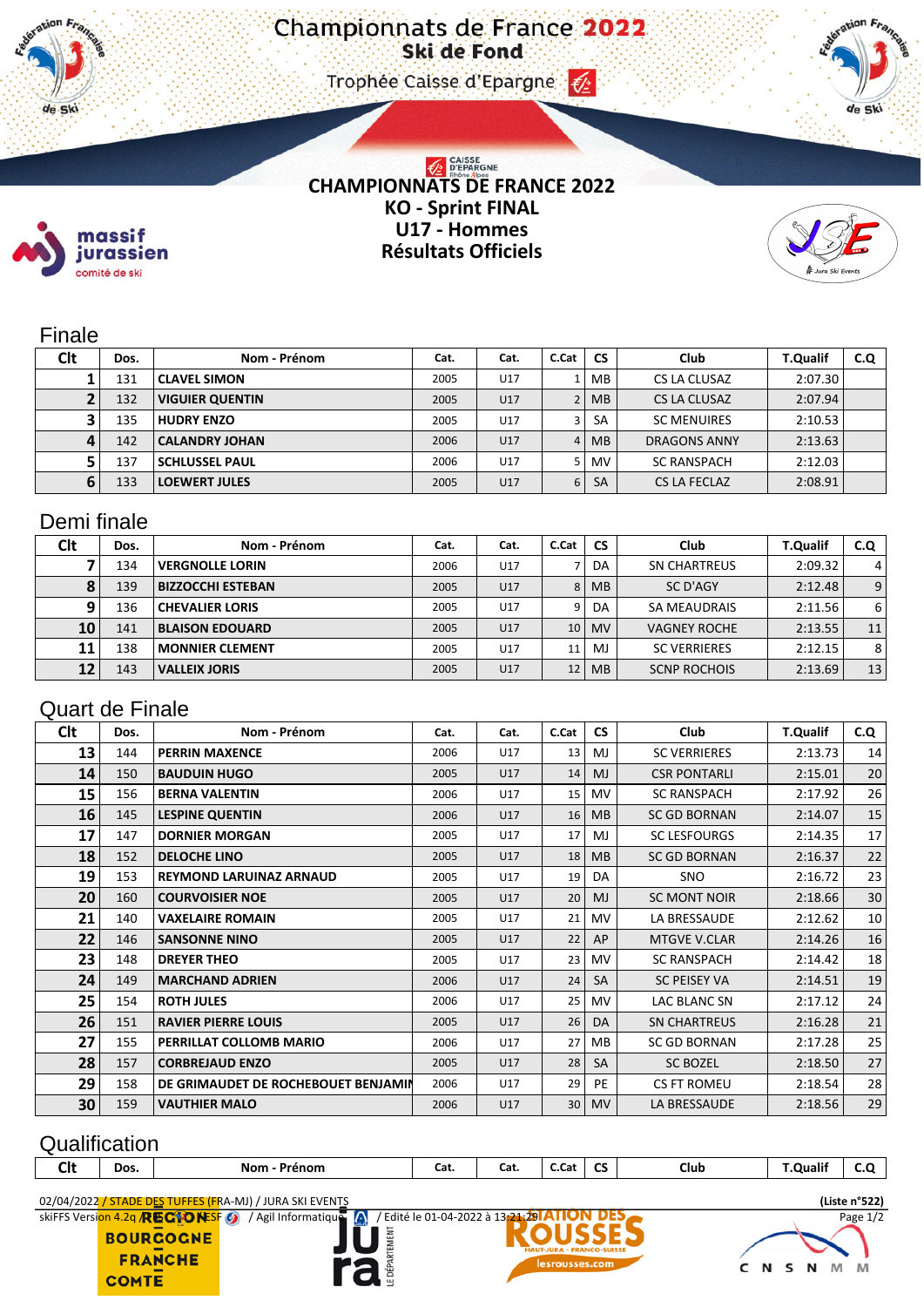# Championnats de France 2022
## Ski de Fond
Trophée Caisse d'Epargne

# CHAMPIONNATS DE FRANCE 2022
## KO - Sprint FINAL
## U17 - Hommes
## Résultats Officiels

### Finale

| Clt | Dos. | Nom - Prénom | Cat. | Cat. | C.Cat | CS | Club | T.Qualif | C.Q |
|---|---|---|---|---|---|---|---|---|---|
| 1 | 131 | CLAVEL SIMON | 2005 | U17 | 1 | MB | CS LA CLUSAZ | 2:07.30 | |
| 2 | 132 | VIGUIER QUENTIN | 2005 | U17 | 2 | MB | CS LA CLUSAZ | 2:07.94 | |
| 3 | 135 | HUDRY ENZO | 2005 | U17 | 3 | SA | SC MENUIRES | 2:10.53 | |
| 4 | 142 | CALANDRY JOHAN | 2006 | U17 | 4 | MB | DRAGONS ANNY | 2:13.63 | |
| 5 | 137 | SCHLUSSEL PAUL | 2006 | U17 | 5 | MV | SC RANSPACH | 2:12.03 | |
| 6 | 133 | LOEWERT JULES | 2005 | U17 | 6 | SA | CS LA FECLAZ | 2:08.91 | |

### Demi finale

| Clt | Dos. | Nom - Prénom | Cat. | Cat. | C.Cat | CS | Club | T.Qualif | C.Q |
|---|---|---|---|---|---|---|---|---|---|
| 7 | 134 | VERGNOLLE LORIN | 2006 | U17 | 7 | DA | SN CHARTREUS | 2:09.32 | 4 |
| 8 | 139 | BIZZOCCHI ESTEBAN | 2005 | U17 | 8 | MB | SC D'AGY | 2:12.48 | 9 |
| 9 | 136 | CHEVALIER LORIS | 2005 | U17 | 9 | DA | SA MEAUDRAIS | 2:11.56 | 6 |
| 10 | 141 | BLAISON EDOUARD | 2005 | U17 | 10 | MV | VAGNEY ROCHE | 2:13.55 | 11 |
| 11 | 138 | MONNIER CLEMENT | 2005 | U17 | 11 | MJ | SC VERRIERES | 2:12.15 | 8 |
| 12 | 143 | VALLEIX JORIS | 2005 | U17 | 12 | MB | SCNP ROCHOIS | 2:13.69 | 13 |

### Quart de Finale

| Clt | Dos. | Nom - Prénom | Cat. | Cat. | C.Cat | CS | Club | T.Qualif | C.Q |
|---|---|---|---|---|---|---|---|---|---|
| 13 | 144 | PERRIN MAXENCE | 2006 | U17 | 13 | MJ | SC VERRIERES | 2:13.73 | 14 |
| 14 | 150 | BAUDUIN HUGO | 2005 | U17 | 14 | MJ | CSR PONTARLI | 2:15.01 | 20 |
| 15 | 156 | BERNA VALENTIN | 2006 | U17 | 15 | MV | SC RANSPACH | 2:17.92 | 26 |
| 16 | 145 | LESPINE QUENTIN | 2006 | U17 | 16 | MB | SC GD BORNAN | 2:14.07 | 15 |
| 17 | 147 | DORNIER MORGAN | 2005 | U17 | 17 | MJ | SC LESFOURGS | 2:14.35 | 17 |
| 18 | 152 | DELOCHE LINO | 2005 | U17 | 18 | MB | SC GD BORNAN | 2:16.37 | 22 |
| 19 | 153 | REYMOND LARUINAZ ARNAUD | 2005 | U17 | 19 | DA | SNO | 2:16.72 | 23 |
| 20 | 160 | COURVOISIER NOE | 2005 | U17 | 20 | MJ | SC MONT NOIR | 2:18.66 | 30 |
| 21 | 140 | VAXELAIRE ROMAIN | 2005 | U17 | 21 | MV | LA BRESSAUDE | 2:12.62 | 10 |
| 22 | 146 | SANSONNE NINO | 2005 | U17 | 22 | AP | MTGVE V.CLAR | 2:14.26 | 16 |
| 23 | 148 | DREYER THEO | 2005 | U17 | 23 | MV | SC RANSPACH | 2:14.42 | 18 |
| 24 | 149 | MARCHAND ADRIEN | 2006 | U17 | 24 | SA | SC PEISEY VA | 2:14.51 | 19 |
| 25 | 154 | ROTH JULES | 2006 | U17 | 25 | MV | LAC BLANC SN | 2:17.12 | 24 |
| 26 | 151 | RAVIER PIERRE LOUIS | 2005 | U17 | 26 | DA | SN CHARTREUS | 2:16.28 | 21 |
| 27 | 155 | PERRILLAT COLLOMB MARIO | 2006 | U17 | 27 | MB | SC GD BORNAN | 2:17.28 | 25 |
| 28 | 157 | CORBREJAUD ENZO | 2005 | U17 | 28 | SA | SC BOZEL | 2:18.50 | 27 |
| 29 | 158 | DE GRIMAUDET DE ROCHEBOUET BENJAMIN | 2006 | U17 | 29 | PE | CS FT ROMEU | 2:18.54 | 28 |
| 30 | 159 | VAUTHIER MALO | 2006 | U17 | 30 | MV | LA BRESSAUDE | 2:18.56 | 29 |

### Qualification

| Clt | Dos. | Nom - Prénom | Cat. | Cat. | C.Cat | CS | Club | T.Qualif | C.Q |
|---|---|---|---|---|---|---|---|---|---|

02/04/2022 / STADE DES TUFFES (FRA-MJ) / JURA SKI EVENTS (Liste n°522)

skiFFS Version 4.2q / FFS-SKI / Agil Informatique / Edité le 01-04-2022 à 13:21:29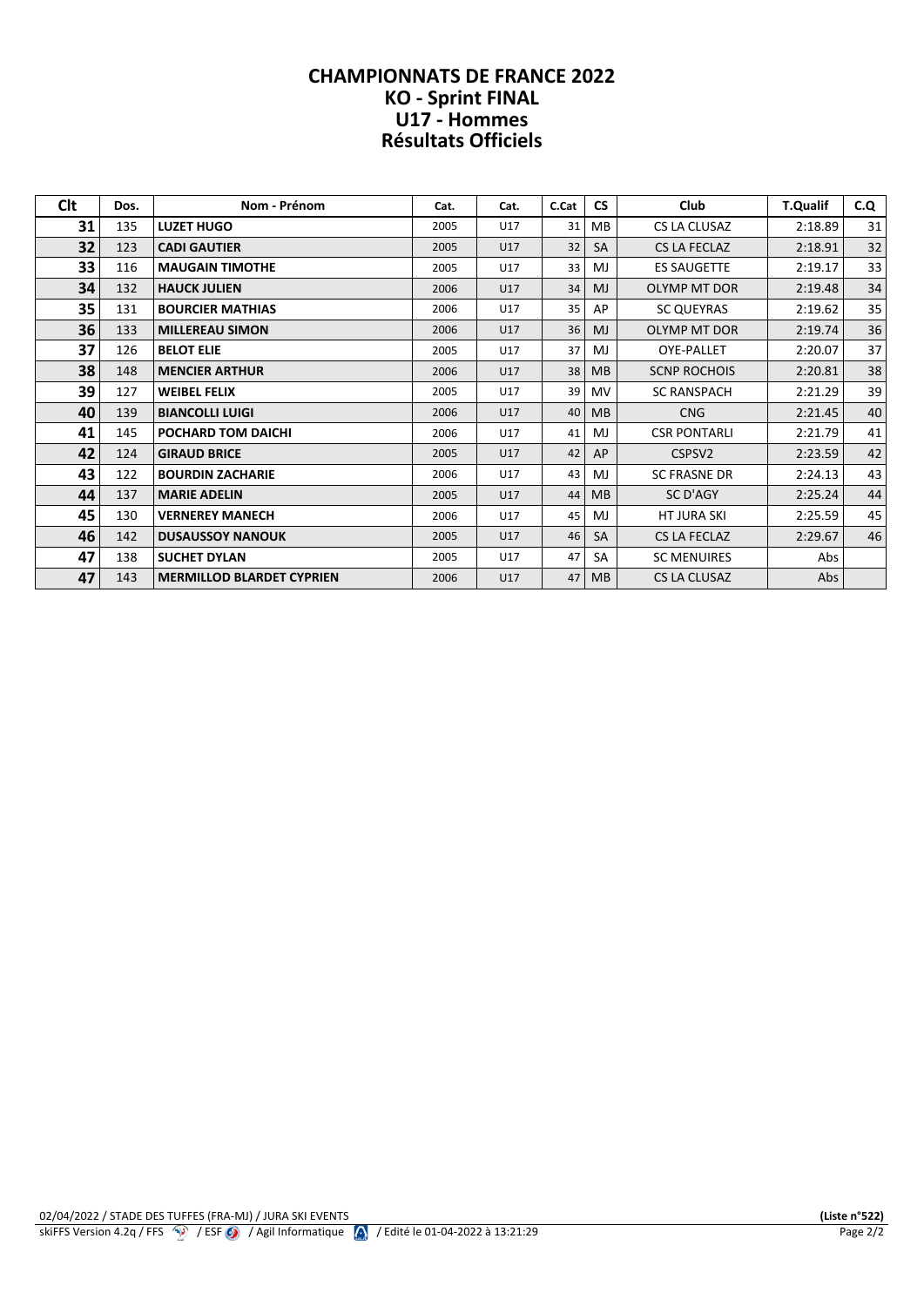# CHAMPIONNATS DE FRANCE 2022
# KO - Sprint FINAL
# U17 - Hommes
# Résultats Officiels

| Clt | Dos. | Nom - Prénom | Cat. | Cat. | C.Cat | CS | Club | T.Qualif | C.Q |
|---|---|---|---|---|---|---|---|---|---|
| 31 | 135 | LUZET HUGO | 2005 | U17 | 31 | MB | CS LA CLUSAZ | 2:18.89 | 31 |
| 32 | 123 | CADI GAUTIER | 2005 | U17 | 32 | SA | CS LA FECLAZ | 2:18.91 | 32 |
| 33 | 116 | MAUGAIN TIMOTHE | 2005 | U17 | 33 | MJ | ES SAUGETTE | 2:19.17 | 33 |
| 34 | 132 | HAUCK JULIEN | 2006 | U17 | 34 | MJ | OLYMP MT DOR | 2:19.48 | 34 |
| 35 | 131 | BOURCIER MATHIAS | 2006 | U17 | 35 | AP | SC QUEYRAS | 2:19.62 | 35 |
| 36 | 133 | MILLEREAU SIMON | 2006 | U17 | 36 | MJ | OLYMP MT DOR | 2:19.74 | 36 |
| 37 | 126 | BELOT ELIE | 2005 | U17 | 37 | MJ | OYE-PALLET | 2:20.07 | 37 |
| 38 | 148 | MENCIER ARTHUR | 2006 | U17 | 38 | MB | SCNP ROCHOIS | 2:20.81 | 38 |
| 39 | 127 | WEIBEL FELIX | 2005 | U17 | 39 | MV | SC RANSPACH | 2:21.29 | 39 |
| 40 | 139 | BIANCOLLI LUIGI | 2006 | U17 | 40 | MB | CNG | 2:21.45 | 40 |
| 41 | 145 | POCHARD TOM DAICHI | 2006 | U17 | 41 | MJ | CSR PONTARLI | 2:21.79 | 41 |
| 42 | 124 | GIRAUD BRICE | 2005 | U17 | 42 | AP | CSPSV2 | 2:23.59 | 42 |
| 43 | 122 | BOURDIN ZACHARIE | 2006 | U17 | 43 | MJ | SC FRASNE DR | 2:24.13 | 43 |
| 44 | 137 | MARIE ADELIN | 2005 | U17 | 44 | MB | SC D'AGY | 2:25.24 | 44 |
| 45 | 130 | VERNEREY MANECH | 2006 | U17 | 45 | MJ | HT JURA SKI | 2:25.59 | 45 |
| 46 | 142 | DUSAUSSOY NANOUK | 2005 | U17 | 46 | SA | CS LA FECLAZ | 2:29.67 | 46 |
| 47 | 138 | SUCHET DYLAN | 2005 | U17 | 47 | SA | SC MENUIRES | Abs | |
| 47 | 143 | MERMILLOD BLARDET CYPRIEN | 2006 | U17 | 47 | MB | CS LA CLUSAZ | Abs | |

02/04/2022 / STADE DES TUFFES (FRA-MJ) / JURA SKI EVENTS — **(Liste n°522)**

skiFFS Version 4.2q / FFS / ESF / Agil Informatique / Edité le 01-04-2022 à 13:21:29